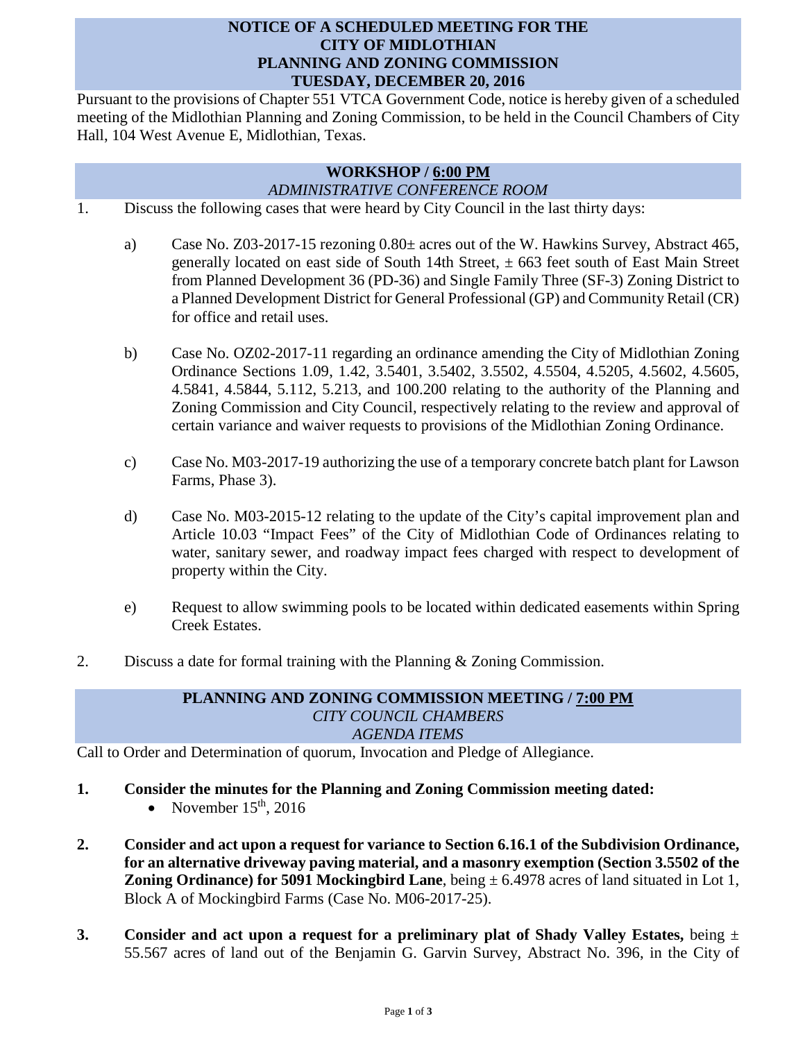# NOTICE OF A SCHEDULED MEETING FOR THE CITY OF MIDLOTHIAN PLANNING AND ZONING COMMISSION TUESDAY, DECEMBER 20, 2016

Pursuant to the provisions of Chapter 551 VTCA Government Code, notice is hereby given of a scheduled meeting of the Midlothian Planning and Zoning Commission, to be held in the Council Chambers of City Hall, 104 West Avenue E, Midlothian, Texas.

## WORKSHOP / 6:00 PM

*ADMINISTRATIVE CONFERENCE ROOM*

1. Discuss the following cases that were heard by City Council in the last thirty days:

   a) Case No. Z03-2017-15 rezoning 0.80± acres out of the W. Hawkins Survey, Abstract 465, generally located on east side of South 14th Street, ± 663 feet south of East Main Street from Planned Development 36 (PD-36) and Single Family Three (SF-3) Zoning District to a Planned Development District for General Professional (GP) and Community Retail (CR) for office and retail uses.

   b) Case No. OZ02-2017-11 regarding an ordinance amending the City of Midlothian Zoning Ordinance Sections 1.09, 1.42, 3.5401, 3.5402, 3.5502, 4.5504, 4.5205, 4.5602, 4.5605, 4.5841, 4.5844, 5.112, 5.213, and 100.200 relating to the authority of the Planning and Zoning Commission and City Council, respectively relating to the review and approval of certain variance and waiver requests to provisions of the Midlothian Zoning Ordinance.

   c) Case No. M03-2017-19 authorizing the use of a temporary concrete batch plant for Lawson Farms, Phase 3).

   d) Case No. M03-2015-12 relating to the update of the City's capital improvement plan and Article 10.03 "Impact Fees" of the City of Midlothian Code of Ordinances relating to water, sanitary sewer, and roadway impact fees charged with respect to development of property within the City.

   e) Request to allow swimming pools to be located within dedicated easements within Spring Creek Estates.

2. Discuss a date for formal training with the Planning & Zoning Commission.

## PLANNING AND ZONING COMMISSION MEETING / 7:00 PM

*CITY COUNCIL CHAMBERS*

*AGENDA ITEMS*

Call to Order and Determination of quorum, Invocation and Pledge of Allegiance.

1. **Consider the minutes for the Planning and Zoning Commission meeting dated:**
   - November 15th, 2016

2. **Consider and act upon a request for variance to Section 6.16.1 of the Subdivision Ordinance, for an alternative driveway paving material, and a masonry exemption (Section 3.5502 of the Zoning Ordinance) for 5091 Mockingbird Lane**, being ± 6.4978 acres of land situated in Lot 1, Block A of Mockingbird Farms (Case No. M06-2017-25).

3. **Consider and act upon a request for a preliminary plat of Shady Valley Estates,** being ± 55.567 acres of land out of the Benjamin G. Garvin Survey, Abstract No. 396, in the City of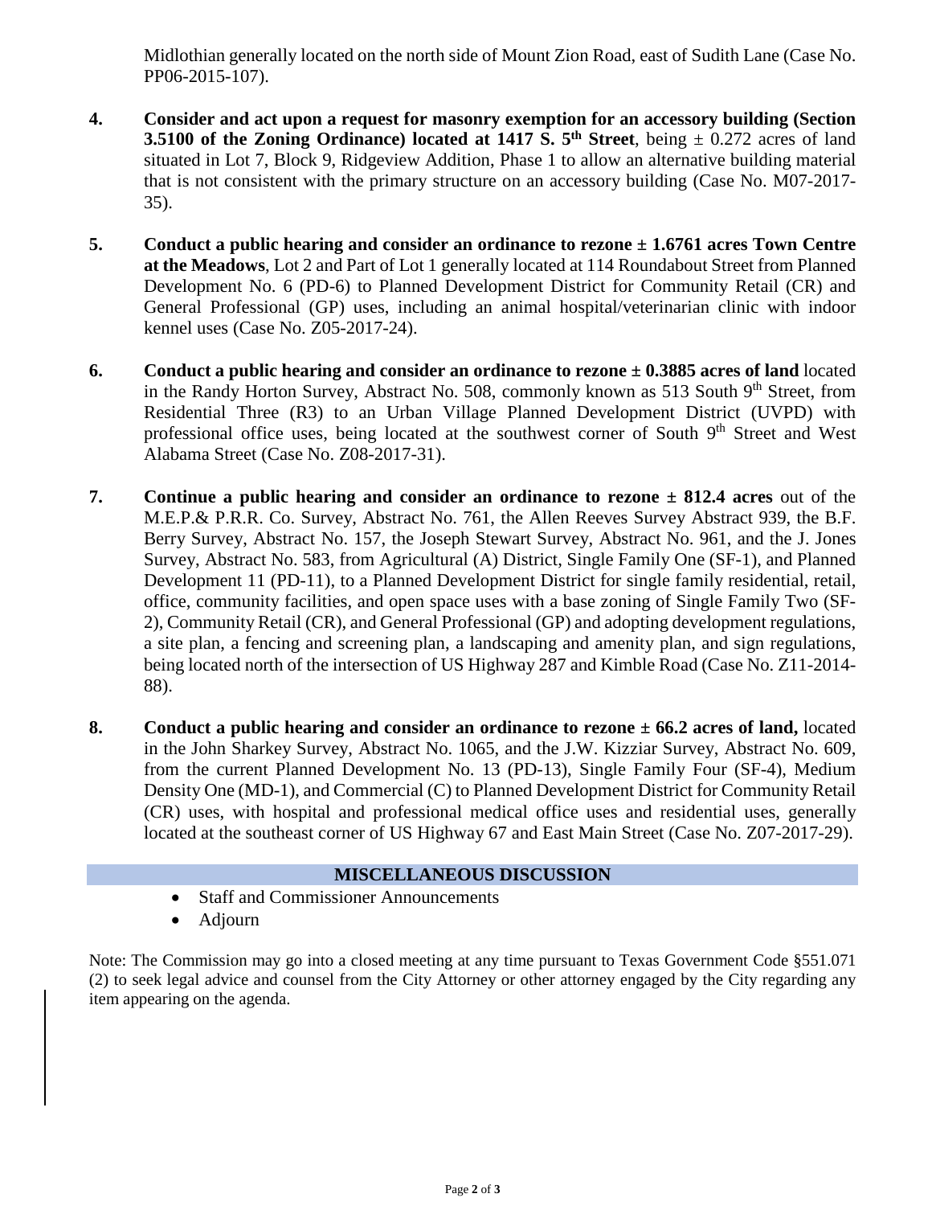Midlothian generally located on the north side of Mount Zion Road, east of Sudith Lane (Case No. PP06-2015-107).

4. **Consider and act upon a request for masonry exemption for an accessory building (Section 3.5100 of the Zoning Ordinance) located at 1417 S. 5th Street**, being ± 0.272 acres of land situated in Lot 7, Block 9, Ridgeview Addition, Phase 1 to allow an alternative building material that is not consistent with the primary structure on an accessory building (Case No. M07-2017-35).

5. **Conduct a public hearing and consider an ordinance to rezone ± 1.6761 acres Town Centre at the Meadows**, Lot 2 and Part of Lot 1 generally located at 114 Roundabout Street from Planned Development No. 6 (PD-6) to Planned Development District for Community Retail (CR) and General Professional (GP) uses, including an animal hospital/veterinarian clinic with indoor kennel uses (Case No. Z05-2017-24).

6. **Conduct a public hearing and consider an ordinance to rezone ± 0.3885 acres of land** located in the Randy Horton Survey, Abstract No. 508, commonly known as 513 South 9th Street, from Residential Three (R3) to an Urban Village Planned Development District (UVPD) with professional office uses, being located at the southwest corner of South 9th Street and West Alabama Street (Case No. Z08-2017-31).

7. **Continue a public hearing and consider an ordinance to rezone ± 812.4 acres** out of the M.E.P.& P.R.R. Co. Survey, Abstract No. 761, the Allen Reeves Survey Abstract 939, the B.F. Berry Survey, Abstract No. 157, the Joseph Stewart Survey, Abstract No. 961, and the J. Jones Survey, Abstract No. 583, from Agricultural (A) District, Single Family One (SF-1), and Planned Development 11 (PD-11), to a Planned Development District for single family residential, retail, office, community facilities, and open space uses with a base zoning of Single Family Two (SF-2), Community Retail (CR), and General Professional (GP) and adopting development regulations, a site plan, a fencing and screening plan, a landscaping and amenity plan, and sign regulations, being located north of the intersection of US Highway 287 and Kimble Road (Case No. Z11-2014-88).

8. **Conduct a public hearing and consider an ordinance to rezone ± 66.2 acres of land,** located in the John Sharkey Survey, Abstract No. 1065, and the J.W. Kizziar Survey, Abstract No. 609, from the current Planned Development No. 13 (PD-13), Single Family Four (SF-4), Medium Density One (MD-1), and Commercial (C) to Planned Development District for Community Retail (CR) uses, with hospital and professional medical office uses and residential uses, generally located at the southeast corner of US Highway 67 and East Main Street (Case No. Z07-2017-29).

## MISCELLANEOUS DISCUSSION

- Staff and Commissioner Announcements
- Adjourn

Note: The Commission may go into a closed meeting at any time pursuant to Texas Government Code §551.071 (2) to seek legal advice and counsel from the City Attorney or other attorney engaged by the City regarding any item appearing on the agenda.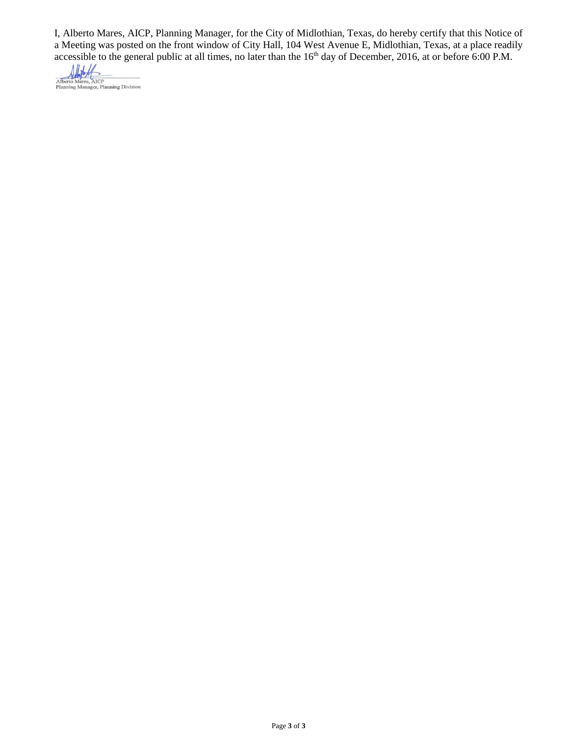I, Alberto Mares, AICP, Planning Manager, for the City of Midlothian, Texas, do hereby certify that this Notice of a Meeting was posted on the front window of City Hall, 104 West Avenue E, Midlothian, Texas, at a place readily accessible to the general public at all times, no later than the 16th day of December, 2016, at or before 6:00 P.M.

Alberto Mares, AICP
Planning Manager, Planning Division